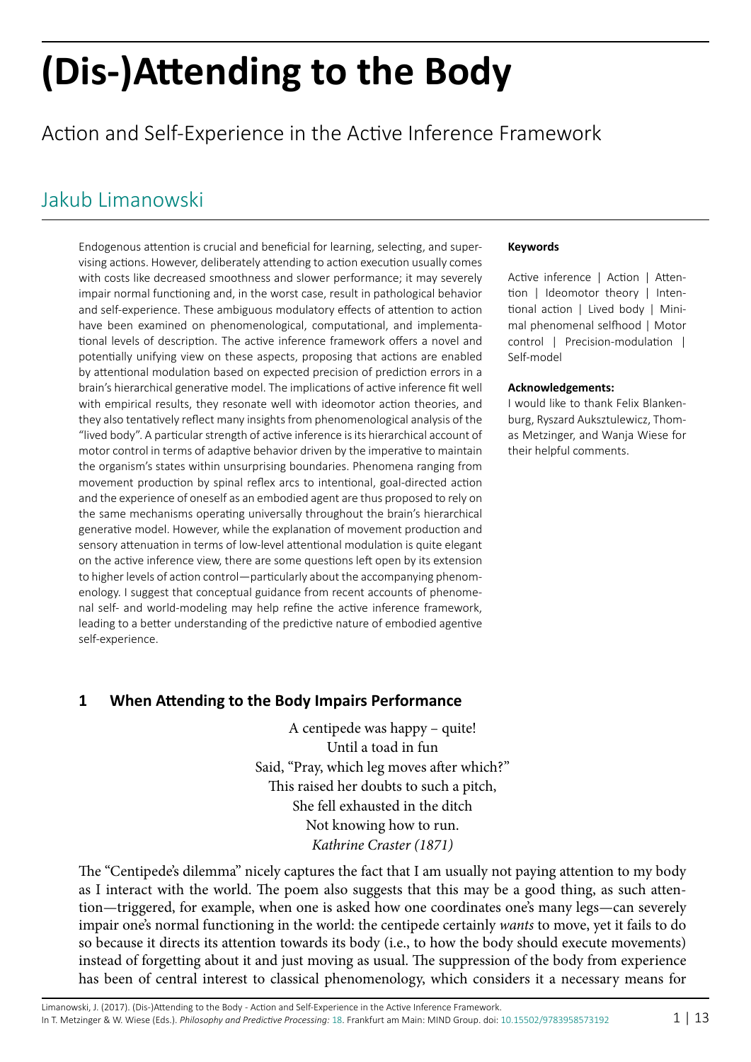# (Dis-)Attending to the Body

## Action and Self-Experience in the Active Inference Framework

## Jakub Limanowski

Endogenous attention is crucial and beneficial for learning, selecting, and supervising actions. However, deliberately attending to action execution usually comes with costs like decreased smoothness and slower performance; it may severely impair normal functioning and, in the worst case, result in pathological behavior and self-experience. These ambiguous modulatory effects of attention to action have been examined on phenomenological, computational, and implementational levels of description. The active inference framework offers a novel and potentially unifying view on these aspects, proposing that actions are enabled by attentional modulation based on expected precision of prediction errors in a brain's hierarchical generative model. The implications of active inference fit well with empirical results, they resonate well with ideomotor action theories, and they also tentatively reflect many insights from phenomenological analysis of the "lived body". A particular strength of active inference is its hierarchical account of motor control in terms of adaptive behavior driven by the imperative to maintain the organism's states within unsurprising boundaries. Phenomena ranging from movement production by spinal reflex arcs to intentional, goal-directed action and the experience of oneself as an embodied agent are thus proposed to rely on the same mechanisms operating universally throughout the brain's hierarchical generative model. However, while the explanation of movement production and sensory attenuation in terms of low-level attentional modulation is quite elegant on the active inference view, there are some questions left open by its extension to higher levels of action control—particularly about the accompanying phenomenology. I suggest that conceptual guidance from recent accounts of phenomenal self- and world-modeling may help refine the active inference framework, leading to a better understanding of the predictive nature of embodied agentive self-experience.

**Keywords**

Active inference | Action | Attention | Ideomotor theory | Intentional action | Lived body | Minimal phenomenal selfhood | Motor control | Precision-modulation | Self-model

**Acknowledgements:**

I would like to thank Felix Blankenburg, Ryszard Auksztulewicz, Thomas Metzinger, and Wanja Wiese for their helpful comments.

### 1 When Attending to the Body Impairs Performance

A centipede was happy – quite!
Until a toad in fun
Said, "Pray, which leg moves after which?"
This raised her doubts to such a pitch,
She fell exhausted in the ditch
Not knowing how to run.
*Kathrine Craster (1871)*

The "Centipede's dilemma" nicely captures the fact that I am usually not paying attention to my body as I interact with the world. The poem also suggests that this may be a good thing, as such attention—triggered, for example, when one is asked how one coordinates one's many legs—can severely impair one's normal functioning in the world: the centipede certainly *wants* to move, yet it fails to do so because it directs its attention towards its body (i.e., to how the body should execute movements) instead of forgetting about it and just moving as usual. The suppression of the body from experience has been of central interest to classical phenomenology, which considers it a necessary means for

Limanowski, J. (2017). (Dis-)Attending to the Body - Action and Self-Experience in the Active Inference Framework.
In T. Metzinger & W. Wiese (Eds.). *Philosophy and Predictive Processing:* 18. Frankfurt am Main: MIND Group. doi: 10.15502/9783958573192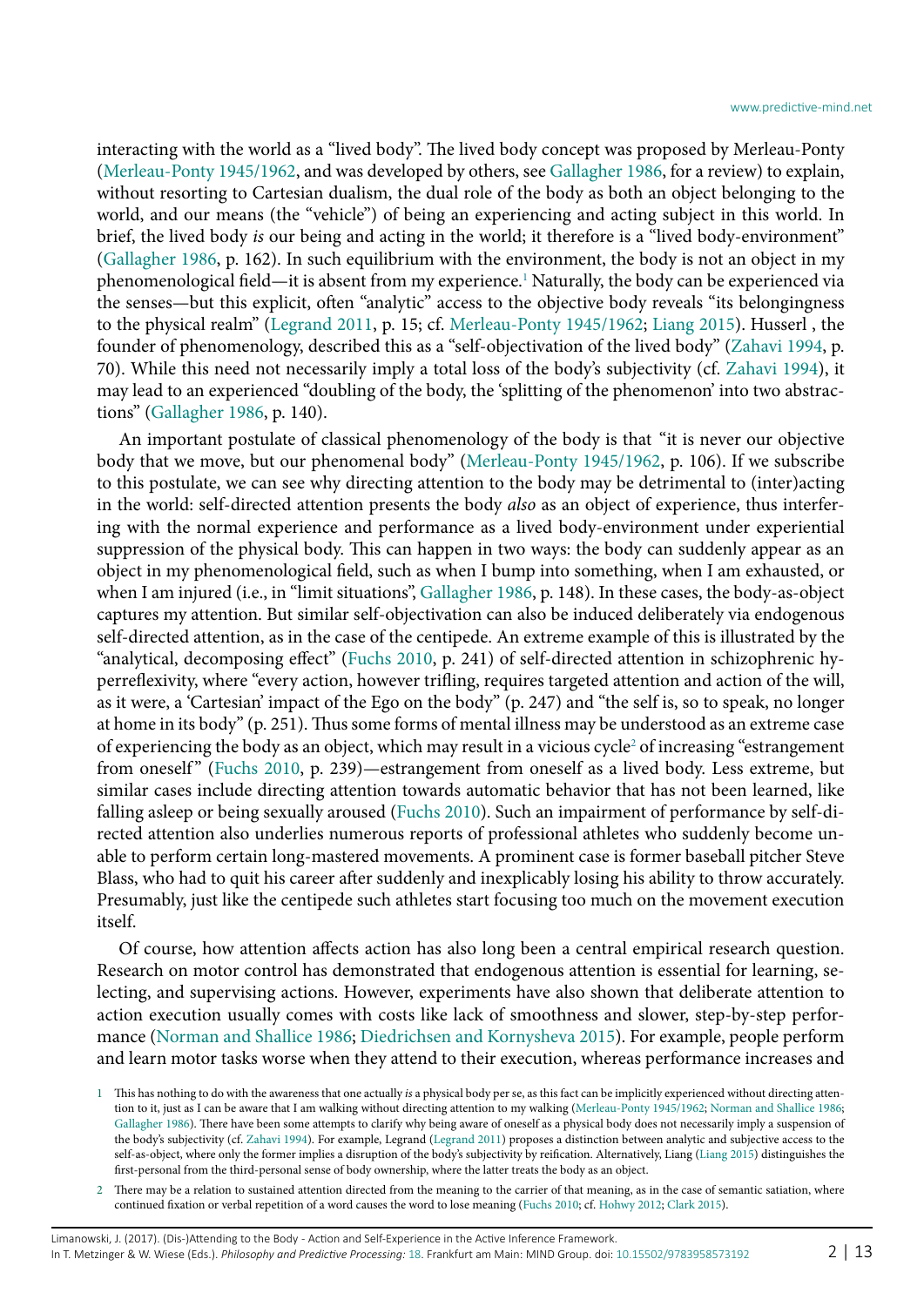interacting with the world as a "lived body". The lived body concept was proposed by Merleau-Ponty (Merleau-Ponty 1945/1962, and was developed by others, see Gallagher 1986, for a review) to explain, without resorting to Cartesian dualism, the dual role of the body as both an object belonging to the world, and our means (the "vehicle") of being an experiencing and acting subject in this world. In brief, the lived body *is* our being and acting in the world; it therefore is a "lived body-environment" (Gallagher 1986, p. 162). In such equilibrium with the environment, the body is not an object in my phenomenological field—it is absent from my experience.[1] Naturally, the body can be experienced via the senses—but this explicit, often "analytic" access to the objective body reveals "its belongingness to the physical realm" (Legrand 2011, p. 15; cf. Merleau-Ponty 1945/1962; Liang 2015). Husserl , the founder of phenomenology, described this as a "self-objectivation of the lived body" (Zahavi 1994, p. 70). While this need not necessarily imply a total loss of the body's subjectivity (cf. Zahavi 1994), it may lead to an experienced "doubling of the body, the 'splitting of the phenomenon' into two abstractions" (Gallagher 1986, p. 140).

An important postulate of classical phenomenology of the body is that "it is never our objective body that we move, but our phenomenal body" (Merleau-Ponty 1945/1962, p. 106). If we subscribe to this postulate, we can see why directing attention to the body may be detrimental to (inter)acting in the world: self-directed attention presents the body *also* as an object of experience, thus interfering with the normal experience and performance as a lived body-environment under experiential suppression of the physical body. This can happen in two ways: the body can suddenly appear as an object in my phenomenological field, such as when I bump into something, when I am exhausted, or when I am injured (i.e., in "limit situations", Gallagher 1986, p. 148). In these cases, the body-as-object captures my attention. But similar self-objectivation can also be induced deliberately via endogenous self-directed attention, as in the case of the centipede. An extreme example of this is illustrated by the "analytical, decomposing effect" (Fuchs 2010, p. 241) of self-directed attention in schizophrenic hyperreflexivity, where "every action, however trifling, requires targeted attention and action of the will, as it were, a 'Cartesian' impact of the Ego on the body" (p. 247) and "the self is, so to speak, no longer at home in its body" (p. 251). Thus some forms of mental illness may be understood as an extreme case of experiencing the body as an object, which may result in a vicious cycle[2] of increasing "estrangement from oneself" (Fuchs 2010, p. 239)—estrangement from oneself as a lived body. Less extreme, but similar cases include directing attention towards automatic behavior that has not been learned, like falling asleep or being sexually aroused (Fuchs 2010). Such an impairment of performance by self-directed attention also underlies numerous reports of professional athletes who suddenly become unable to perform certain long-mastered movements. A prominent case is former baseball pitcher Steve Blass, who had to quit his career after suddenly and inexplicably losing his ability to throw accurately. Presumably, just like the centipede such athletes start focusing too much on the movement execution itself.

Of course, how attention affects action has also long been a central empirical research question. Research on motor control has demonstrated that endogenous attention is essential for learning, selecting, and supervising actions. However, experiments have also shown that deliberate attention to action execution usually comes with costs like lack of smoothness and slower, step-by-step performance (Norman and Shallice 1986; Diedrichsen and Kornysheva 2015). For example, people perform and learn motor tasks worse when they attend to their execution, whereas performance increases and

1 This has nothing to do with the awareness that one actually *is* a physical body per se, as this fact can be implicitly experienced without directing attention to it, just as I can be aware that I am walking without directing attention to my walking (Merleau-Ponty 1945/1962; Norman and Shallice 1986; Gallagher 1986). There have been some attempts to clarify why being aware of oneself as a physical body does not necessarily imply a suspension of the body's subjectivity (cf. Zahavi 1994). For example, Legrand (Legrand 2011) proposes a distinction between analytic and subjective access to the self-as-object, where only the former implies a disruption of the body's subjectivity by reification. Alternatively, Liang (Liang 2015) distinguishes the first-personal from the third-personal sense of body ownership, where the latter treats the body as an object.

2 There may be a relation to sustained attention directed from the meaning to the carrier of that meaning, as in the case of semantic satiation, where continued fixation or verbal repetition of a word causes the word to lose meaning (Fuchs 2010; cf. Hohwy 2012; Clark 2015).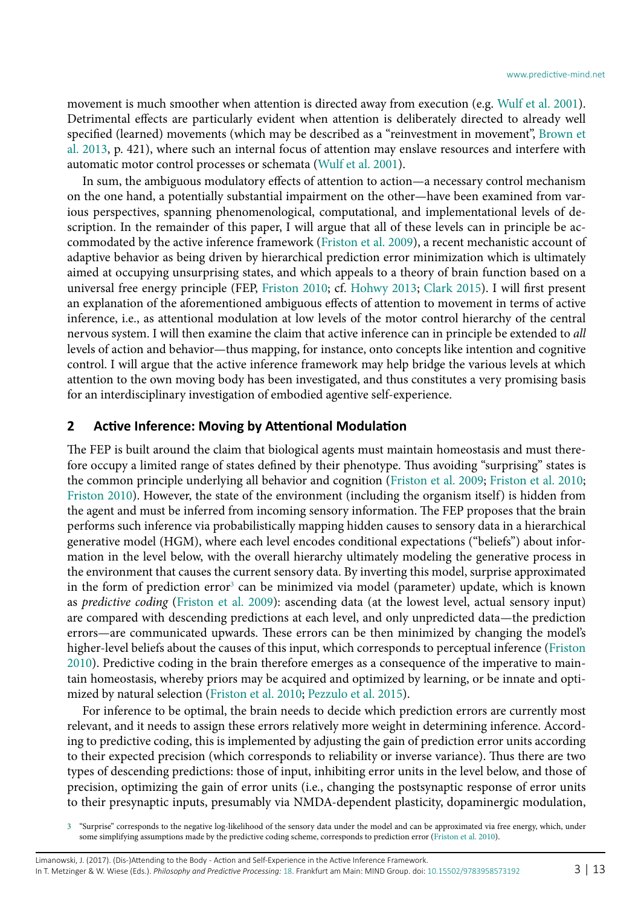movement is much smoother when attention is directed away from execution (e.g. Wulf et al. 2001). Detrimental effects are particularly evident when attention is deliberately directed to already well specified (learned) movements (which may be described as a "reinvestment in movement", Brown et al. 2013, p. 421), where such an internal focus of attention may enslave resources and interfere with automatic motor control processes or schemata (Wulf et al. 2001).

In sum, the ambiguous modulatory effects of attention to action—a necessary control mechanism on the one hand, a potentially substantial impairment on the other—have been examined from various perspectives, spanning phenomenological, computational, and implementational levels of description. In the remainder of this paper, I will argue that all of these levels can in principle be accommodated by the active inference framework (Friston et al. 2009), a recent mechanistic account of adaptive behavior as being driven by hierarchical prediction error minimization which is ultimately aimed at occupying unsurprising states, and which appeals to a theory of brain function based on a universal free energy principle (FEP, Friston 2010; cf. Hohwy 2013; Clark 2015). I will first present an explanation of the aforementioned ambiguous effects of attention to movement in terms of active inference, i.e., as attentional modulation at low levels of the motor control hierarchy of the central nervous system. I will then examine the claim that active inference can in principle be extended to *all* levels of action and behavior—thus mapping, for instance, onto concepts like intention and cognitive control. I will argue that the active inference framework may help bridge the various levels at which attention to the own moving body has been investigated, and thus constitutes a very promising basis for an interdisciplinary investigation of embodied agentive self-experience.

## 2 Active Inference: Moving by Attentional Modulation

The FEP is built around the claim that biological agents must maintain homeostasis and must therefore occupy a limited range of states defined by their phenotype. Thus avoiding "surprising" states is the common principle underlying all behavior and cognition (Friston et al. 2009; Friston et al. 2010; Friston 2010). However, the state of the environment (including the organism itself) is hidden from the agent and must be inferred from incoming sensory information. The FEP proposes that the brain performs such inference via probabilistically mapping hidden causes to sensory data in a hierarchical generative model (HGM), where each level encodes conditional expectations ("beliefs") about information in the level below, with the overall hierarchy ultimately modeling the generative process in the environment that causes the current sensory data. By inverting this model, surprise approximated in the form of prediction error[3] can be minimized via model (parameter) update, which is known as *predictive coding* (Friston et al. 2009): ascending data (at the lowest level, actual sensory input) are compared with descending predictions at each level, and only unpredicted data—the prediction errors—are communicated upwards. These errors can be then minimized by changing the model's higher-level beliefs about the causes of this input, which corresponds to perceptual inference (Friston 2010). Predictive coding in the brain therefore emerges as a consequence of the imperative to maintain homeostasis, whereby priors may be acquired and optimized by learning, or be innate and optimized by natural selection (Friston et al. 2010; Pezzulo et al. 2015).

For inference to be optimal, the brain needs to decide which prediction errors are currently most relevant, and it needs to assign these errors relatively more weight in determining inference. According to predictive coding, this is implemented by adjusting the gain of prediction error units according to their expected precision (which corresponds to reliability or inverse variance). Thus there are two types of descending predictions: those of input, inhibiting error units in the level below, and those of precision, optimizing the gain of error units (i.e., changing the postsynaptic response of error units to their presynaptic inputs, presumably via NMDA-dependent plasticity, dopaminergic modulation,

[3] "Surprise" corresponds to the negative log-likelihood of the sensory data under the model and can be approximated via free energy, which, under some simplifying assumptions made by the predictive coding scheme, corresponds to prediction error (Friston et al. 2010).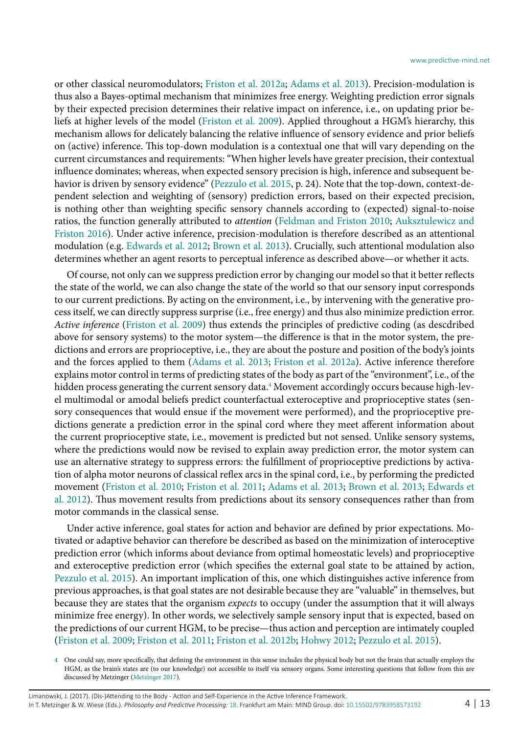or other classical neuromodulators; Friston et al. 2012a; Adams et al. 2013). Precision-modulation is thus also a Bayes-optimal mechanism that minimizes free energy. Weighting prediction error signals by their expected precision determines their relative impact on inference, i.e., on updating prior beliefs at higher levels of the model (Friston et al. 2009). Applied throughout a HGM's hierarchy, this mechanism allows for delicately balancing the relative influence of sensory evidence and prior beliefs on (active) inference. This top-down modulation is a contextual one that will vary depending on the current circumstances and requirements: "When higher levels have greater precision, their contextual influence dominates; whereas, when expected sensory precision is high, inference and subsequent behavior is driven by sensory evidence" (Pezzulo et al. 2015, p. 24). Note that the top-down, context-dependent selection and weighting of (sensory) prediction errors, based on their expected precision, is nothing other than weighting specific sensory channels according to (expected) signal-to-noise ratios, the function generally attributed to *attention* (Feldman and Friston 2010; Auksztulewicz and Friston 2016). Under active inference, precision-modulation is therefore described as an attentional modulation (e.g. Edwards et al. 2012; Brown et al. 2013). Crucially, such attentional modulation also determines whether an agent resorts to perceptual inference as described above—or whether it acts.

Of course, not only can we suppress prediction error by changing our model so that it better reflects the state of the world, we can also change the state of the world so that our sensory input corresponds to our current predictions. By acting on the environment, i.e., by intervening with the generative process itself, we can directly suppress surprise (i.e., free energy) and thus also minimize prediction error. *Active inference* (Friston et al. 2009) thus extends the principles of predictive coding (as descdribed above for sensory systems) to the motor system—the difference is that in the motor system, the predictions and errors are proprioceptive, i.e., they are about the posture and position of the body's joints and the forces applied to them (Adams et al. 2013; Friston et al. 2012a). Active inference therefore explains motor control in terms of predicting states of the body as part of the "environment", i.e., of the hidden process generating the current sensory data.[4] Movement accordingly occurs because high-level multimodal or amodal beliefs predict counterfactual exteroceptive and proprioceptive states (sensory consequences that would ensue if the movement were performed), and the proprioceptive predictions generate a prediction error in the spinal cord where they meet afferent information about the current proprioceptive state, i.e., movement is predicted but not sensed. Unlike sensory systems, where the predictions would now be revised to explain away prediction error, the motor system can use an alternative strategy to suppress errors: the fulfillment of proprioceptive predictions by activation of alpha motor neurons of classical reflex arcs in the spinal cord, i.e., by performing the predicted movement (Friston et al. 2010; Friston et al. 2011; Adams et al. 2013; Brown et al. 2013; Edwards et al. 2012). Thus movement results from predictions about its sensory consequences rather than from motor commands in the classical sense.

Under active inference, goal states for action and behavior are defined by prior expectations. Motivated or adaptive behavior can therefore be described as based on the minimization of interoceptive prediction error (which informs about deviance from optimal homeostatic levels) and proprioceptive and exteroceptive prediction error (which specifies the external goal state to be attained by action, Pezzulo et al. 2015). An important implication of this, one which distinguishes active inference from previous approaches, is that goal states are not desirable because they are "valuable" in themselves, but because they are states that the organism *expects* to occupy (under the assumption that it will always minimize free energy). In other words, we selectively sample sensory input that is expected, based on the predictions of our current HGM, to be precise—thus action and perception are intimately coupled (Friston et al. 2009; Friston et al. 2011; Friston et al. 2012b; Hohwy 2012; Pezzulo et al. 2015).

[4] One could say, more specifically, that defining the environment in this sense includes the physical body but not the brain that actually employs the HGM, as the brain's states are (to our knowledge) not accessible to itself via sensory organs. Some interesting questions that follow from this are discussed by Metzinger (Metzinger 2017).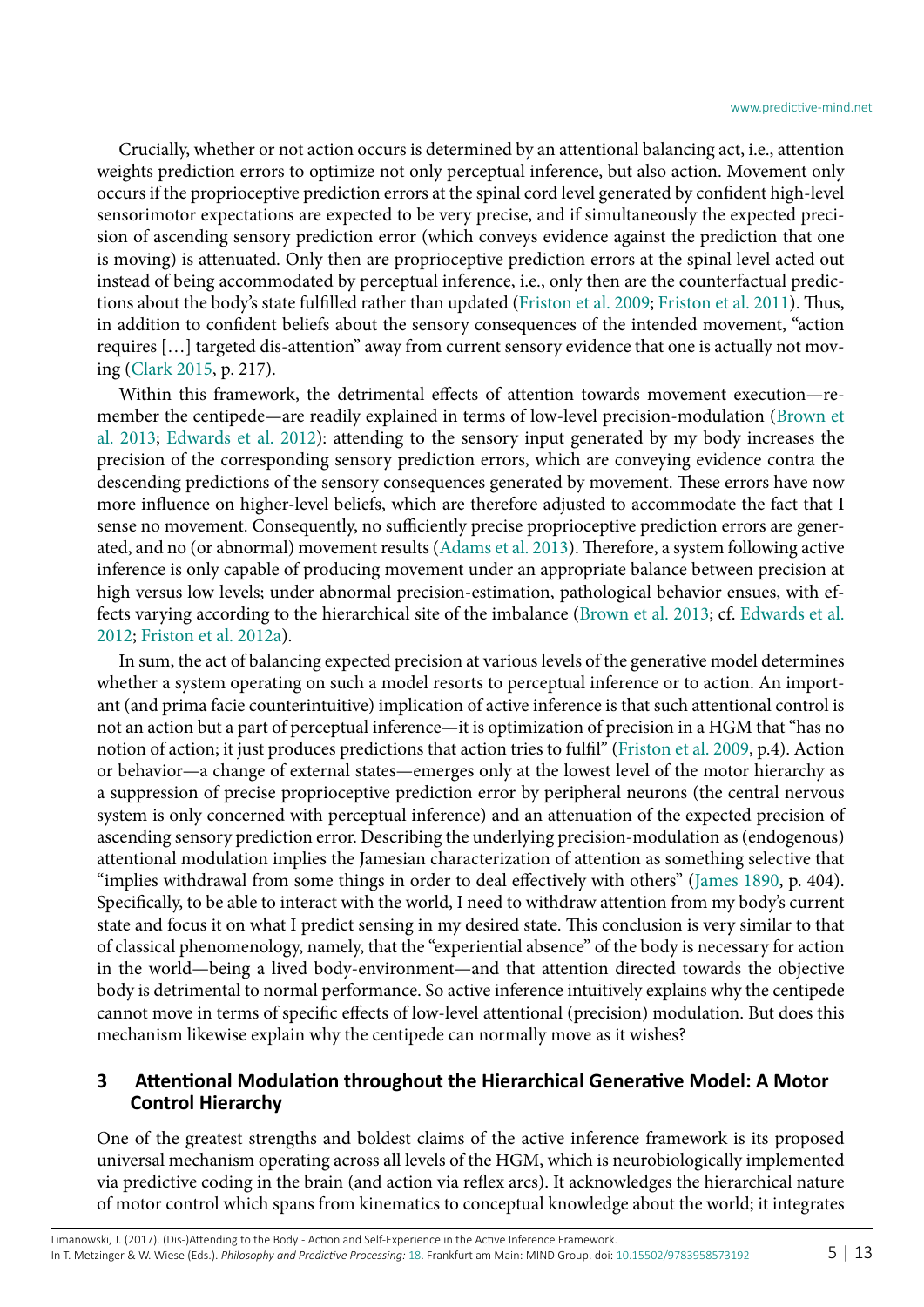Crucially, whether or not action occurs is determined by an attentional balancing act, i.e., attention weights prediction errors to optimize not only perceptual inference, but also action. Movement only occurs if the proprioceptive prediction errors at the spinal cord level generated by confident high-level sensorimotor expectations are expected to be very precise, and if simultaneously the expected precision of ascending sensory prediction error (which conveys evidence against the prediction that one is moving) is attenuated. Only then are proprioceptive prediction errors at the spinal level acted out instead of being accommodated by perceptual inference, i.e., only then are the counterfactual predictions about the body's state fulfilled rather than updated (Friston et al. 2009; Friston et al. 2011). Thus, in addition to confident beliefs about the sensory consequences of the intended movement, "action requires […] targeted dis-attention" away from current sensory evidence that one is actually not moving (Clark 2015, p. 217).

Within this framework, the detrimental effects of attention towards movement execution—remember the centipede—are readily explained in terms of low-level precision-modulation (Brown et al. 2013; Edwards et al. 2012): attending to the sensory input generated by my body increases the precision of the corresponding sensory prediction errors, which are conveying evidence contra the descending predictions of the sensory consequences generated by movement. These errors have now more influence on higher-level beliefs, which are therefore adjusted to accommodate the fact that I sense no movement. Consequently, no sufficiently precise proprioceptive prediction errors are generated, and no (or abnormal) movement results (Adams et al. 2013). Therefore, a system following active inference is only capable of producing movement under an appropriate balance between precision at high versus low levels; under abnormal precision-estimation, pathological behavior ensues, with effects varying according to the hierarchical site of the imbalance (Brown et al. 2013; cf. Edwards et al. 2012; Friston et al. 2012a).

In sum, the act of balancing expected precision at various levels of the generative model determines whether a system operating on such a model resorts to perceptual inference or to action. An important (and prima facie counterintuitive) implication of active inference is that such attentional control is not an action but a part of perceptual inference—it is optimization of precision in a HGM that "has no notion of action; it just produces predictions that action tries to fulfil" (Friston et al. 2009, p.4). Action or behavior—a change of external states—emerges only at the lowest level of the motor hierarchy as a suppression of precise proprioceptive prediction error by peripheral neurons (the central nervous system is only concerned with perceptual inference) and an attenuation of the expected precision of ascending sensory prediction error. Describing the underlying precision-modulation as (endogenous) attentional modulation implies the Jamesian characterization of attention as something selective that "implies withdrawal from some things in order to deal effectively with others" (James 1890, p. 404). Specifically, to be able to interact with the world, I need to withdraw attention from my body's current state and focus it on what I predict sensing in my desired state. This conclusion is very similar to that of classical phenomenology, namely, that the "experiential absence" of the body is necessary for action in the world—being a lived body-environment—and that attention directed towards the objective body is detrimental to normal performance. So active inference intuitively explains why the centipede cannot move in terms of specific effects of low-level attentional (precision) modulation. But does this mechanism likewise explain why the centipede can normally move as it wishes?

## 3 Attentional Modulation throughout the Hierarchical Generative Model: A Motor Control Hierarchy

One of the greatest strengths and boldest claims of the active inference framework is its proposed universal mechanism operating across all levels of the HGM, which is neurobiologically implemented via predictive coding in the brain (and action via reflex arcs). It acknowledges the hierarchical nature of motor control which spans from kinematics to conceptual knowledge about the world; it integrates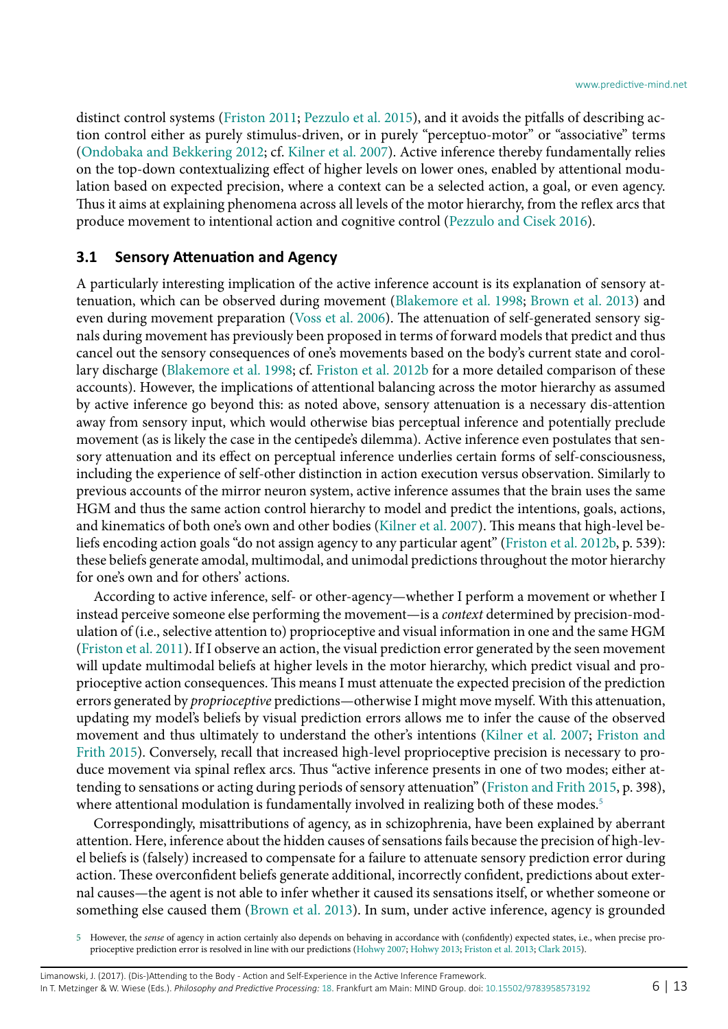distinct control systems (Friston 2011; Pezzulo et al. 2015), and it avoids the pitfalls of describing action control either as purely stimulus-driven, or in purely "perceptuo-motor" or "associative" terms (Ondobaka and Bekkering 2012; cf. Kilner et al. 2007). Active inference thereby fundamentally relies on the top-down contextualizing effect of higher levels on lower ones, enabled by attentional modulation based on expected precision, where a context can be a selected action, a goal, or even agency. Thus it aims at explaining phenomena across all levels of the motor hierarchy, from the reflex arcs that produce movement to intentional action and cognitive control (Pezzulo and Cisek 2016).

### 3.1 Sensory Attenuation and Agency

A particularly interesting implication of the active inference account is its explanation of sensory attenuation, which can be observed during movement (Blakemore et al. 1998; Brown et al. 2013) and even during movement preparation (Voss et al. 2006). The attenuation of self-generated sensory signals during movement has previously been proposed in terms of forward models that predict and thus cancel out the sensory consequences of one's movements based on the body's current state and corollary discharge (Blakemore et al. 1998; cf. Friston et al. 2012b for a more detailed comparison of these accounts). However, the implications of attentional balancing across the motor hierarchy as assumed by active inference go beyond this: as noted above, sensory attenuation is a necessary dis-attention away from sensory input, which would otherwise bias perceptual inference and potentially preclude movement (as is likely the case in the centipede's dilemma). Active inference even postulates that sensory attenuation and its effect on perceptual inference underlies certain forms of self-consciousness, including the experience of self-other distinction in action execution versus observation. Similarly to previous accounts of the mirror neuron system, active inference assumes that the brain uses the same HGM and thus the same action control hierarchy to model and predict the intentions, goals, actions, and kinematics of both one's own and other bodies (Kilner et al. 2007). This means that high-level beliefs encoding action goals "do not assign agency to any particular agent" (Friston et al. 2012b, p. 539): these beliefs generate amodal, multimodal, and unimodal predictions throughout the motor hierarchy for one's own and for others' actions.

According to active inference, self- or other-agency—whether I perform a movement or whether I instead perceive someone else performing the movement—is a *context* determined by precision-modulation of (i.e., selective attention to) proprioceptive and visual information in one and the same HGM (Friston et al. 2011). If I observe an action, the visual prediction error generated by the seen movement will update multimodal beliefs at higher levels in the motor hierarchy, which predict visual and proprioceptive action consequences. This means I must attenuate the expected precision of the prediction errors generated by *proprioceptive* predictions—otherwise I might move myself. With this attenuation, updating my model's beliefs by visual prediction errors allows me to infer the cause of the observed movement and thus ultimately to understand the other's intentions (Kilner et al. 2007; Friston and Frith 2015). Conversely, recall that increased high-level proprioceptive precision is necessary to produce movement via spinal reflex arcs. Thus "active inference presents in one of two modes; either attending to sensations or acting during periods of sensory attenuation" (Friston and Frith 2015, p. 398), where attentional modulation is fundamentally involved in realizing both of these modes.[5]

Correspondingly, misattributions of agency, as in schizophrenia, have been explained by aberrant attention. Here, inference about the hidden causes of sensations fails because the precision of high-level beliefs is (falsely) increased to compensate for a failure to attenuate sensory prediction error during action. These overconfident beliefs generate additional, incorrectly confident, predictions about external causes—the agent is not able to infer whether it caused its sensations itself, or whether someone or something else caused them (Brown et al. 2013). In sum, under active inference, agency is grounded

[5] However, the *sense* of agency in action certainly also depends on behaving in accordance with (confidently) expected states, i.e., when precise proprioceptive prediction error is resolved in line with our predictions (Hohwy 2007; Hohwy 2013; Friston et al. 2013; Clark 2015).

Limanowski, J. (2017). (Dis-)Attending to the Body - Action and Self-Experience in the Active Inference Framework. In T. Metzinger & W. Wiese (Eds.). *Philosophy and Predictive Processing:* 18. Frankfurt am Main: MIND Group. doi: 10.15502/9783958573192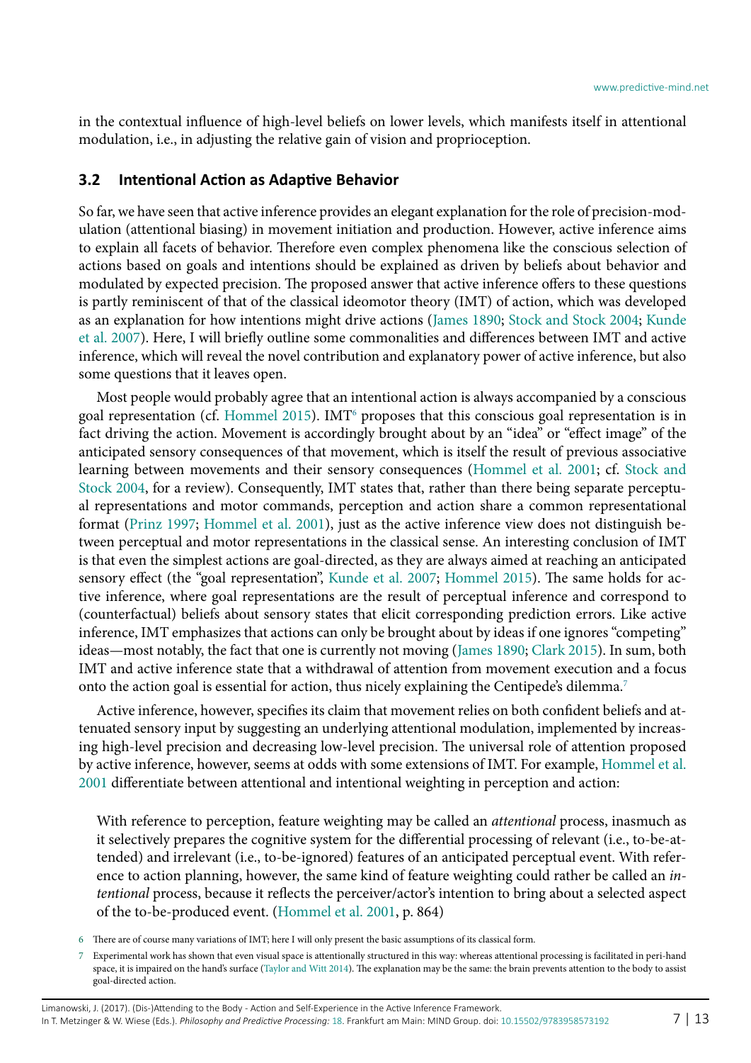in the contextual influence of high-level beliefs on lower levels, which manifests itself in attentional modulation, i.e., in adjusting the relative gain of vision and proprioception.

### 3.2 Intentional Action as Adaptive Behavior

So far, we have seen that active inference provides an elegant explanation for the role of precision-modulation (attentional biasing) in movement initiation and production. However, active inference aims to explain all facets of behavior. Therefore even complex phenomena like the conscious selection of actions based on goals and intentions should be explained as driven by beliefs about behavior and modulated by expected precision. The proposed answer that active inference offers to these questions is partly reminiscent of that of the classical ideomotor theory (IMT) of action, which was developed as an explanation for how intentions might drive actions (James 1890; Stock and Stock 2004; Kunde et al. 2007). Here, I will briefly outline some commonalities and differences between IMT and active inference, which will reveal the novel contribution and explanatory power of active inference, but also some questions that it leaves open.

Most people would probably agree that an intentional action is always accompanied by a conscious goal representation (cf. Hommel 2015). IMT[6] proposes that this conscious goal representation is in fact driving the action. Movement is accordingly brought about by an "idea" or "effect image" of the anticipated sensory consequences of that movement, which is itself the result of previous associative learning between movements and their sensory consequences (Hommel et al. 2001; cf. Stock and Stock 2004, for a review). Consequently, IMT states that, rather than there being separate perceptual representations and motor commands, perception and action share a common representational format (Prinz 1997; Hommel et al. 2001), just as the active inference view does not distinguish between perceptual and motor representations in the classical sense. An interesting conclusion of IMT is that even the simplest actions are goal-directed, as they are always aimed at reaching an anticipated sensory effect (the "goal representation", Kunde et al. 2007; Hommel 2015). The same holds for active inference, where goal representations are the result of perceptual inference and correspond to (counterfactual) beliefs about sensory states that elicit corresponding prediction errors. Like active inference, IMT emphasizes that actions can only be brought about by ideas if one ignores "competing" ideas—most notably, the fact that one is currently not moving (James 1890; Clark 2015). In sum, both IMT and active inference state that a withdrawal of attention from movement execution and a focus onto the action goal is essential for action, thus nicely explaining the Centipede's dilemma.[7]

Active inference, however, specifies its claim that movement relies on both confident beliefs and attenuated sensory input by suggesting an underlying attentional modulation, implemented by increasing high-level precision and decreasing low-level precision. The universal role of attention proposed by active inference, however, seems at odds with some extensions of IMT. For example, Hommel et al. 2001 differentiate between attentional and intentional weighting in perception and action:

> With reference to perception, feature weighting may be called an *attentional* process, inasmuch as it selectively prepares the cognitive system for the differential processing of relevant (i.e., to-be-attended) and irrelevant (i.e., to-be-ignored) features of an anticipated perceptual event. With reference to action planning, however, the same kind of feature weighting could rather be called an *intentional* process, because it reflects the perceiver/actor's intention to bring about a selected aspect of the to-be-produced event. (Hommel et al. 2001, p. 864)

6 There are of course many variations of IMT; here I will only present the basic assumptions of its classical form.

7 Experimental work has shown that even visual space is attentionally structured in this way: whereas attentional processing is facilitated in peri-hand space, it is impaired on the hand's surface (Taylor and Witt 2014). The explanation may be the same: the brain prevents attention to the body to assist goal-directed action.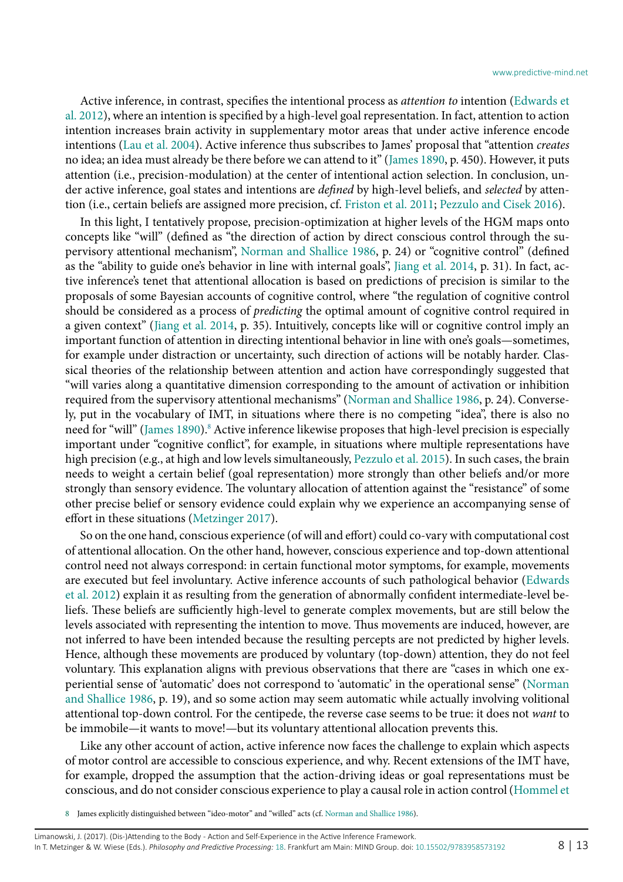Active inference, in contrast, specifies the intentional process as *attention to* intention (Edwards et al. 2012), where an intention is specified by a high-level goal representation. In fact, attention to action intention increases brain activity in supplementary motor areas that under active inference encode intentions (Lau et al. 2004). Active inference thus subscribes to James' proposal that "attention *creates* no idea; an idea must already be there before we can attend to it" (James 1890, p. 450). However, it puts attention (i.e., precision-modulation) at the center of intentional action selection. In conclusion, under active inference, goal states and intentions are *defined* by high-level beliefs, and *selected* by attention (i.e., certain beliefs are assigned more precision, cf. Friston et al. 2011; Pezzulo and Cisek 2016).

In this light, I tentatively propose, precision-optimization at higher levels of the HGM maps onto concepts like "will" (defined as "the direction of action by direct conscious control through the supervisory attentional mechanism", Norman and Shallice 1986, p. 24) or "cognitive control" (defined as the "ability to guide one's behavior in line with internal goals", Jiang et al. 2014, p. 31). In fact, active inference's tenet that attentional allocation is based on predictions of precision is similar to the proposals of some Bayesian accounts of cognitive control, where "the regulation of cognitive control should be considered as a process of *predicting* the optimal amount of cognitive control required in a given context" (Jiang et al. 2014, p. 35). Intuitively, concepts like will or cognitive control imply an important function of attention in directing intentional behavior in line with one's goals—sometimes, for example under distraction or uncertainty, such direction of actions will be notably harder. Classical theories of the relationship between attention and action have correspondingly suggested that "will varies along a quantitative dimension corresponding to the amount of activation or inhibition required from the supervisory attentional mechanisms" (Norman and Shallice 1986, p. 24). Conversely, put in the vocabulary of IMT, in situations where there is no competing "idea", there is also no need for "will" (James 1890).[8] Active inference likewise proposes that high-level precision is especially important under "cognitive conflict", for example, in situations where multiple representations have high precision (e.g., at high and low levels simultaneously, Pezzulo et al. 2015). In such cases, the brain needs to weight a certain belief (goal representation) more strongly than other beliefs and/or more strongly than sensory evidence. The voluntary allocation of attention against the "resistance" of some other precise belief or sensory evidence could explain why we experience an accompanying sense of effort in these situations (Metzinger 2017).

So on the one hand, conscious experience (of will and effort) could co-vary with computational cost of attentional allocation. On the other hand, however, conscious experience and top-down attentional control need not always correspond: in certain functional motor symptoms, for example, movements are executed but feel involuntary. Active inference accounts of such pathological behavior (Edwards et al. 2012) explain it as resulting from the generation of abnormally confident intermediate-level beliefs. These beliefs are sufficiently high-level to generate complex movements, but are still below the levels associated with representing the intention to move. Thus movements are induced, however, are not inferred to have been intended because the resulting percepts are not predicted by higher levels. Hence, although these movements are produced by voluntary (top-down) attention, they do not feel voluntary. This explanation aligns with previous observations that there are "cases in which one experiential sense of 'automatic' does not correspond to 'automatic' in the operational sense" (Norman and Shallice 1986, p. 19), and so some action may seem automatic while actually involving volitional attentional top-down control. For the centipede, the reverse case seems to be true: it does not *want* to be immobile—it wants to move!—but its voluntary attentional allocation prevents this.

Like any other account of action, active inference now faces the challenge to explain which aspects of motor control are accessible to conscious experience, and why. Recent extensions of the IMT have, for example, dropped the assumption that the action-driving ideas or goal representations must be conscious, and do not consider conscious experience to play a causal role in action control (Hommel et

[8] James explicitly distinguished between "ideo-motor" and "willed" acts (cf. Norman and Shallice 1986).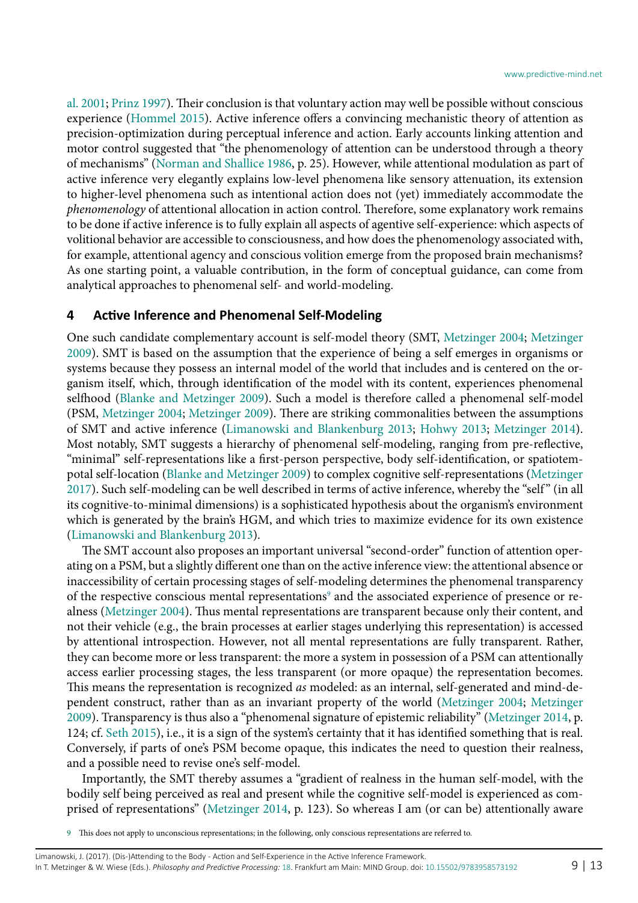al. 2001; Prinz 1997). Their conclusion is that voluntary action may well be possible without conscious experience (Hommel 2015). Active inference offers a convincing mechanistic theory of attention as precision-optimization during perceptual inference and action. Early accounts linking attention and motor control suggested that "the phenomenology of attention can be understood through a theory of mechanisms" (Norman and Shallice 1986, p. 25). However, while attentional modulation as part of active inference very elegantly explains low-level phenomena like sensory attenuation, its extension to higher-level phenomena such as intentional action does not (yet) immediately accommodate the *phenomenology* of attentional allocation in action control. Therefore, some explanatory work remains to be done if active inference is to fully explain all aspects of agentive self-experience: which aspects of volitional behavior are accessible to consciousness, and how does the phenomenology associated with, for example, attentional agency and conscious volition emerge from the proposed brain mechanisms? As one starting point, a valuable contribution, in the form of conceptual guidance, can come from analytical approaches to phenomenal self- and world-modeling.

## 4 Active Inference and Phenomenal Self-Modeling

One such candidate complementary account is self-model theory (SMT, Metzinger 2004; Metzinger 2009). SMT is based on the assumption that the experience of being a self emerges in organisms or systems because they possess an internal model of the world that includes and is centered on the organism itself, which, through identification of the model with its content, experiences phenomenal selfhood (Blanke and Metzinger 2009). Such a model is therefore called a phenomenal self-model (PSM, Metzinger 2004; Metzinger 2009). There are striking commonalities between the assumptions of SMT and active inference (Limanowski and Blankenburg 2013; Hohwy 2013; Metzinger 2014). Most notably, SMT suggests a hierarchy of phenomenal self-modeling, ranging from pre-reflective, "minimal" self-representations like a first-person perspective, body self-identification, or spatiotemporal self-location (Blanke and Metzinger 2009) to complex cognitive self-representations (Metzinger 2017). Such self-modeling can be well described in terms of active inference, whereby the "self" (in all its cognitive-to-minimal dimensions) is a sophisticated hypothesis about the organism's environment which is generated by the brain's HGM, and which tries to maximize evidence for its own existence (Limanowski and Blankenburg 2013).

The SMT account also proposes an important universal "second-order" function of attention operating on a PSM, but a slightly different one than on the active inference view: the attentional absence or inaccessibility of certain processing stages of self-modeling determines the phenomenal transparency of the respective conscious mental representations[9] and the associated experience of presence or realness (Metzinger 2004). Thus mental representations are transparent because only their content, and not their vehicle (e.g., the brain processes at earlier stages underlying this representation) is accessed by attentional introspection. However, not all mental representations are fully transparent. Rather, they can become more or less transparent: the more a system in possession of a PSM can attentionally access earlier processing stages, the less transparent (or more opaque) the representation becomes. This means the representation is recognized *as* modeled: as an internal, self-generated and mind-dependent construct, rather than as an invariant property of the world (Metzinger 2004; Metzinger 2009). Transparency is thus also a "phenomenal signature of epistemic reliability" (Metzinger 2014, p. 124; cf. Seth 2015), i.e., it is a sign of the system's certainty that it has identified something that is real. Conversely, if parts of one's PSM become opaque, this indicates the need to question their realness, and a possible need to revise one's self-model.

Importantly, the SMT thereby assumes a "gradient of realness in the human self-model, with the bodily self being perceived as real and present while the cognitive self-model is experienced as comprised of representations" (Metzinger 2014, p. 123). So whereas I am (or can be) attentionally aware

9 This does not apply to unconscious representations; in the following, only conscious representations are referred to.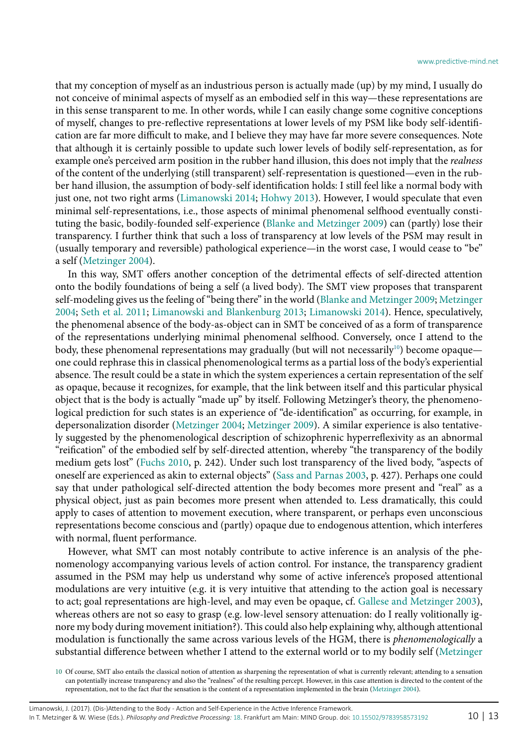that my conception of myself as an industrious person is actually made (up) by my mind, I usually do not conceive of minimal aspects of myself as an embodied self in this way—these representations are in this sense transparent to me. In other words, while I can easily change some cognitive conceptions of myself, changes to pre-reflective representations at lower levels of my PSM like body self-identification are far more difficult to make, and I believe they may have far more severe consequences. Note that although it is certainly possible to update such lower levels of bodily self-representation, as for example one's perceived arm position in the rubber hand illusion, this does not imply that the *realness* of the content of the underlying (still transparent) self-representation is questioned—even in the rubber hand illusion, the assumption of body-self identification holds: I still feel like a normal body with just one, not two right arms (Limanowski 2014; Hohwy 2013). However, I would speculate that even minimal self-representations, i.e., those aspects of minimal phenomenal selfhood eventually constituting the basic, bodily-founded self-experience (Blanke and Metzinger 2009) can (partly) lose their transparency. I further think that such a loss of transparency at low levels of the PSM may result in (usually temporary and reversible) pathological experience—in the worst case, I would cease to "be" a self (Metzinger 2004).

In this way, SMT offers another conception of the detrimental effects of self-directed attention onto the bodily foundations of being a self (a lived body). The SMT view proposes that transparent self-modeling gives us the feeling of "being there" in the world (Blanke and Metzinger 2009; Metzinger 2004; Seth et al. 2011; Limanowski and Blankenburg 2013; Limanowski 2014). Hence, speculatively, the phenomenal absence of the body-as-object can in SMT be conceived of as a form of transparence of the representations underlying minimal phenomenal selfhood. Conversely, once I attend to the body, these phenomenal representations may gradually (but will not necessarily[10]) become opaque—one could rephrase this in classical phenomenological terms as a partial loss of the body's experiential absence. The result could be a state in which the system experiences a certain representation of the self as opaque, because it recognizes, for example, that the link between itself and this particular physical object that is the body is actually "made up" by itself. Following Metzinger's theory, the phenomenological prediction for such states is an experience of "de-identification" as occurring, for example, in depersonalization disorder (Metzinger 2004; Metzinger 2009). A similar experience is also tentatively suggested by the phenomenological description of schizophrenic hyperreflexivity as an abnormal "reification" of the embodied self by self-directed attention, whereby "the transparency of the bodily medium gets lost" (Fuchs 2010, p. 242). Under such lost transparency of the lived body, "aspects of oneself are experienced as akin to external objects" (Sass and Parnas 2003, p. 427). Perhaps one could say that under pathological self-directed attention the body becomes more present and "real" as a physical object, just as pain becomes more present when attended to. Less dramatically, this could apply to cases of attention to movement execution, where transparent, or perhaps even unconscious representations become conscious and (partly) opaque due to endogenous attention, which interferes with normal, fluent performance.

However, what SMT can most notably contribute to active inference is an analysis of the phenomenology accompanying various levels of action control. For instance, the transparency gradient assumed in the PSM may help us understand why some of active inference's proposed attentional modulations are very intuitive (e.g. it is very intuitive that attending to the action goal is necessary to act; goal representations are high-level, and may even be opaque, cf. Gallese and Metzinger 2003), whereas others are not so easy to grasp (e.g. low-level sensory attenuation: do I really volitionally ignore my body during movement initiation?). This could also help explaining why, although attentional modulation is functionally the same across various levels of the HGM, there is *phenomenologically* a substantial difference between whether I attend to the external world or to my bodily self (Metzinger

[10] Of course, SMT also entails the classical notion of attention as sharpening the representation of what is currently relevant; attending to a sensation can potentially increase transparency and also the "realness" of the resulting percept. However, in this case attention is directed to the content of the representation, not to the fact *that* the sensation is the content of a representation implemented in the brain (Metzinger 2004).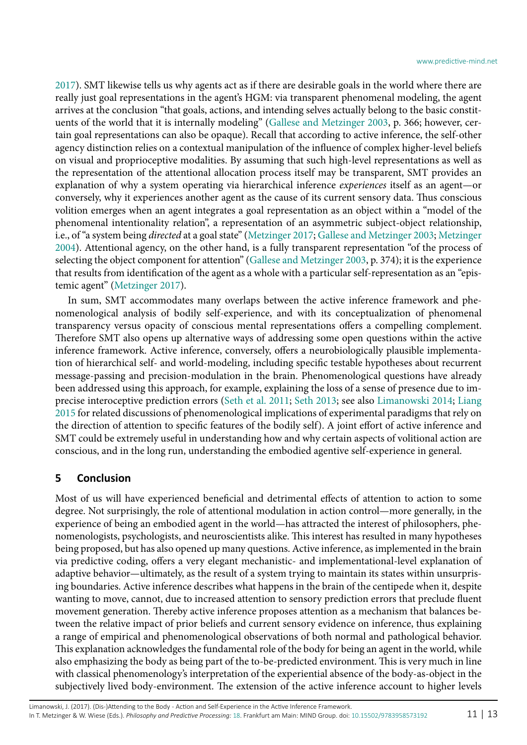2017). SMT likewise tells us why agents act as if there are desirable goals in the world where there are really just goal representations in the agent's HGM: via transparent phenomenal modeling, the agent arrives at the conclusion "that goals, actions, and intending selves actually belong to the basic constituents of the world that it is internally modeling" (Gallese and Metzinger 2003, p. 366; however, certain goal representations can also be opaque). Recall that according to active inference, the self-other agency distinction relies on a contextual manipulation of the influence of complex higher-level beliefs on visual and proprioceptive modalities. By assuming that such high-level representations as well as the representation of the attentional allocation process itself may be transparent, SMT provides an explanation of why a system operating via hierarchical inference *experiences* itself as an agent—or conversely, why it experiences another agent as the cause of its current sensory data. Thus conscious volition emerges when an agent integrates a goal representation as an object within a "model of the phenomenal intentionality relation", a representation of an asymmetric subject-object relationship, i.e., of "a system being *directed* at a goal state" (Metzinger 2017; Gallese and Metzinger 2003; Metzinger 2004). Attentional agency, on the other hand, is a fully transparent representation "of the process of selecting the object component for attention" (Gallese and Metzinger 2003, p. 374); it is the experience that results from identification of the agent as a whole with a particular self-representation as an "epistemic agent" (Metzinger 2017).

In sum, SMT accommodates many overlaps between the active inference framework and phenomenological analysis of bodily self-experience, and with its conceptualization of phenomenal transparency versus opacity of conscious mental representations offers a compelling complement. Therefore SMT also opens up alternative ways of addressing some open questions within the active inference framework. Active inference, conversely, offers a neurobiologically plausible implementation of hierarchical self- and world-modeling, including specific testable hypotheses about recurrent message-passing and precision-modulation in the brain. Phenomenological questions have already been addressed using this approach, for example, explaining the loss of a sense of presence due to imprecise interoceptive prediction errors (Seth et al. 2011; Seth 2013; see also Limanowski 2014; Liang 2015 for related discussions of phenomenological implications of experimental paradigms that rely on the direction of attention to specific features of the bodily self). A joint effort of active inference and SMT could be extremely useful in understanding how and why certain aspects of volitional action are conscious, and in the long run, understanding the embodied agentive self-experience in general.

## 5 Conclusion

Most of us will have experienced beneficial and detrimental effects of attention to action to some degree. Not surprisingly, the role of attentional modulation in action control—more generally, in the experience of being an embodied agent in the world—has attracted the interest of philosophers, phenomenologists, psychologists, and neuroscientists alike. This interest has resulted in many hypotheses being proposed, but has also opened up many questions. Active inference, as implemented in the brain via predictive coding, offers a very elegant mechanistic- and implementational-level explanation of adaptive behavior—ultimately, as the result of a system trying to maintain its states within unsurprising boundaries. Active inference describes what happens in the brain of the centipede when it, despite wanting to move, cannot, due to increased attention to sensory prediction errors that preclude fluent movement generation. Thereby active inference proposes attention as a mechanism that balances between the relative impact of prior beliefs and current sensory evidence on inference, thus explaining a range of empirical and phenomenological observations of both normal and pathological behavior. This explanation acknowledges the fundamental role of the body for being an agent in the world, while also emphasizing the body as being part of the to-be-predicted environment. This is very much in line with classical phenomenology's interpretation of the experiential absence of the body-as-object in the subjectively lived body-environment. The extension of the active inference account to higher levels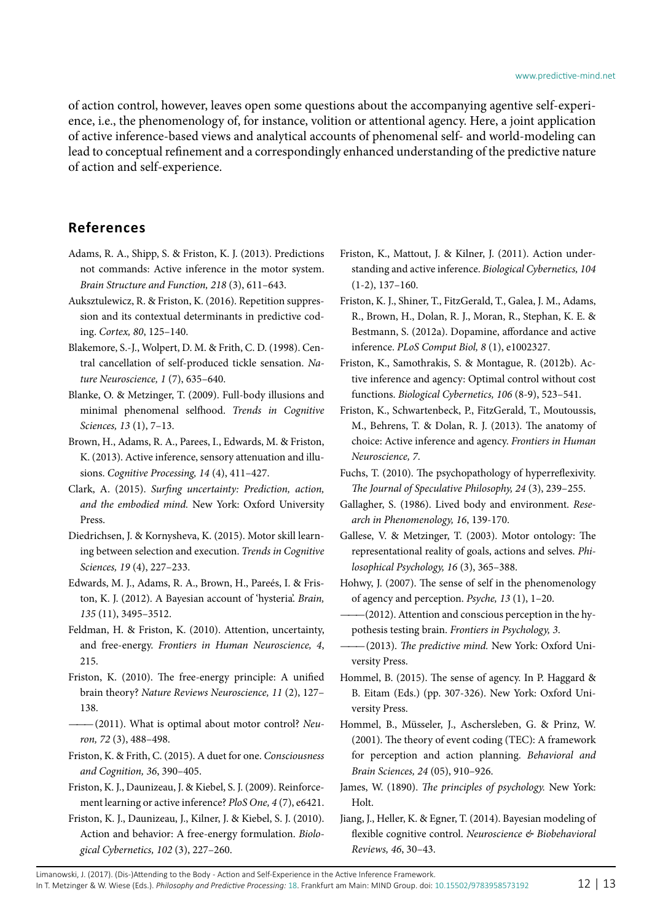of action control, however, leaves open some questions about the accompanying agentive self-experience, i.e., the phenomenology of, for instance, volition or attentional agency. Here, a joint application of active inference-based views and analytical accounts of phenomenal self- and world-modeling can lead to conceptual refinement and a correspondingly enhanced understanding of the predictive nature of action and self-experience.

## References

Adams, R. A., Shipp, S. & Friston, K. J. (2013). Predictions not commands: Active inference in the motor system. *Brain Structure and Function, 218* (3), 611–643.

Auksztulewicz, R. & Friston, K. (2016). Repetition suppression and its contextual determinants in predictive coding. *Cortex, 80*, 125–140.

Blakemore, S.-J., Wolpert, D. M. & Frith, C. D. (1998). Central cancellation of self-produced tickle sensation. *Nature Neuroscience, 1* (7), 635–640.

Blanke, O. & Metzinger, T. (2009). Full-body illusions and minimal phenomenal selfhood. *Trends in Cognitive Sciences, 13* (1), 7–13.

Brown, H., Adams, R. A., Parees, I., Edwards, M. & Friston, K. (2013). Active inference, sensory attenuation and illusions. *Cognitive Processing, 14* (4), 411–427.

Clark, A. (2015). *Surfing uncertainty: Prediction, action, and the embodied mind.* New York: Oxford University Press.

Diedrichsen, J. & Kornysheva, K. (2015). Motor skill learning between selection and execution. *Trends in Cognitive Sciences, 19* (4), 227–233.

Edwards, M. J., Adams, R. A., Brown, H., Pareés, I. & Friston, K. J. (2012). A Bayesian account of 'hysteria'. *Brain, 135* (11), 3495–3512.

Feldman, H. & Friston, K. (2010). Attention, uncertainty, and free-energy. *Frontiers in Human Neuroscience, 4*, 215.

Friston, K. (2010). The free-energy principle: A unified brain theory? *Nature Reviews Neuroscience, 11* (2), 127–138.

——— (2011). What is optimal about motor control? *Neuron, 72* (3), 488–498.

Friston, K. & Frith, C. (2015). A duet for one. *Consciousness and Cognition, 36*, 390–405.

Friston, K. J., Daunizeau, J. & Kiebel, S. J. (2009). Reinforcement learning or active inference? *PloS One, 4* (7), e6421.

Friston, K. J., Daunizeau, J., Kilner, J. & Kiebel, S. J. (2010). Action and behavior: A free-energy formulation. *Biological Cybernetics, 102* (3), 227–260.

Friston, K., Mattout, J. & Kilner, J. (2011). Action understanding and active inference. *Biological Cybernetics, 104* (1-2), 137–160.

Friston, K. J., Shiner, T., FitzGerald, T., Galea, J. M., Adams, R., Brown, H., Dolan, R. J., Moran, R., Stephan, K. E. & Bestmann, S. (2012a). Dopamine, affordance and active inference. *PLoS Comput Biol, 8* (1), e1002327.

Friston, K., Samothrakis, S. & Montague, R. (2012b). Active inference and agency: Optimal control without cost functions. *Biological Cybernetics, 106* (8-9), 523–541.

Friston, K., Schwartenbeck, P., FitzGerald, T., Moutoussis, M., Behrens, T. & Dolan, R. J. (2013). The anatomy of choice: Active inference and agency. *Frontiers in Human Neuroscience, 7*.

Fuchs, T. (2010). The psychopathology of hyperreflexivity. *The Journal of Speculative Philosophy, 24* (3), 239–255.

Gallagher, S. (1986). Lived body and environment. *Research in Phenomenology, 16*, 139-170.

Gallese, V. & Metzinger, T. (2003). Motor ontology: The representational reality of goals, actions and selves. *Philosophical Psychology, 16* (3), 365–388.

Hohwy, J. (2007). The sense of self in the phenomenology of agency and perception. *Psyche, 13* (1), 1–20.

——— (2012). Attention and conscious perception in the hypothesis testing brain. *Frontiers in Psychology, 3*.

——— (2013). *The predictive mind.* New York: Oxford University Press.

Hommel, B. (2015). The sense of agency. In P. Haggard & B. Eitam (Eds.) (pp. 307-326). New York: Oxford University Press.

Hommel, B., Müsseler, J., Aschersleben, G. & Prinz, W. (2001). The theory of event coding (TEC): A framework for perception and action planning. *Behavioral and Brain Sciences, 24* (05), 910–926.

James, W. (1890). *The principles of psychology.* New York: Holt.

Jiang, J., Heller, K. & Egner, T. (2014). Bayesian modeling of flexible cognitive control. *Neuroscience & Biobehavioral Reviews, 46*, 30–43.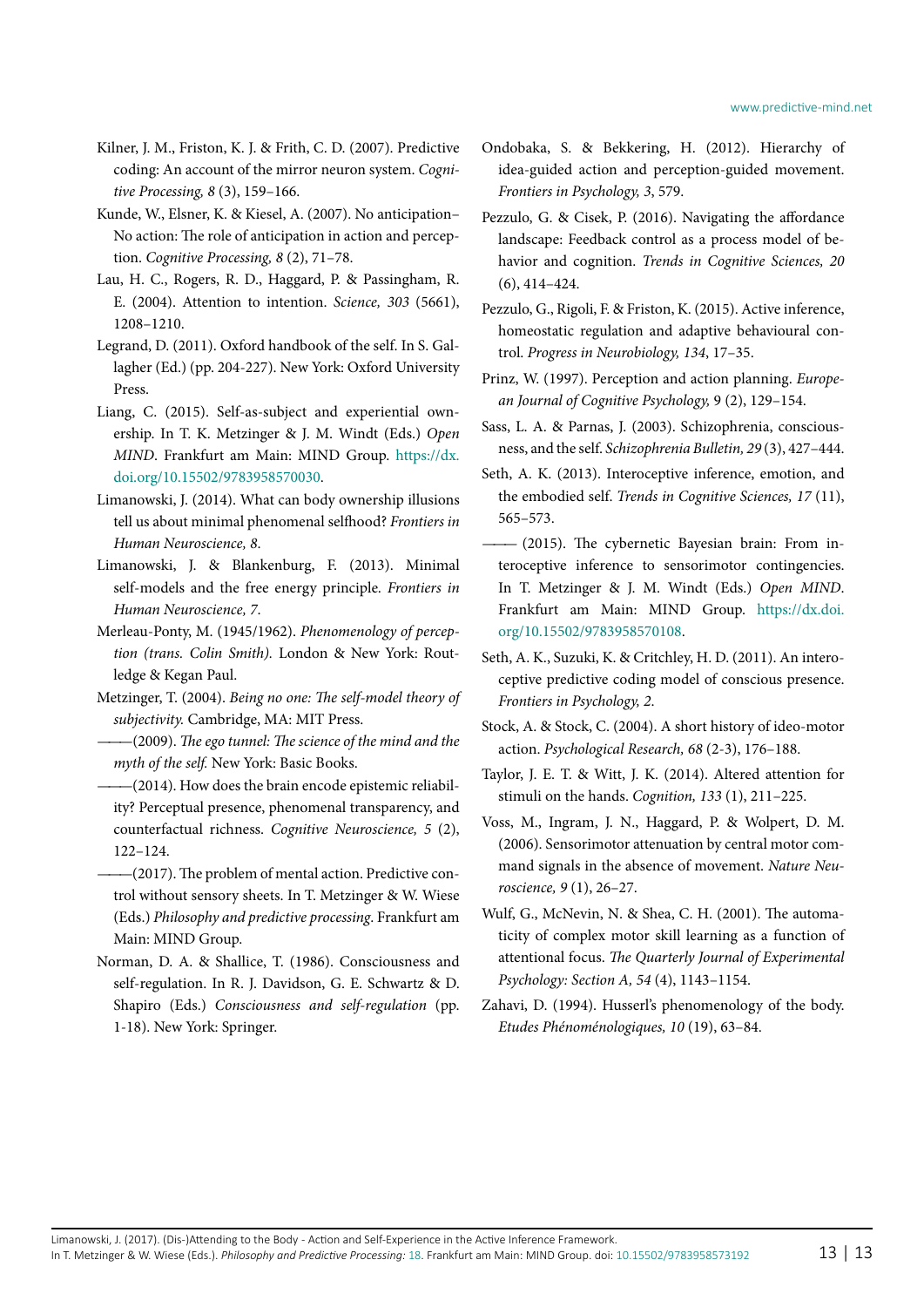Kilner, J. M., Friston, K. J. & Frith, C. D. (2007). Predictive coding: An account of the mirror neuron system. *Cognitive Processing, 8* (3), 159–166.

Kunde, W., Elsner, K. & Kiesel, A. (2007). No anticipation–No action: The role of anticipation in action and perception. *Cognitive Processing, 8* (2), 71–78.

Lau, H. C., Rogers, R. D., Haggard, P. & Passingham, R. E. (2004). Attention to intention. *Science, 303* (5661), 1208–1210.

Legrand, D. (2011). Oxford handbook of the self. In S. Gallagher (Ed.) (pp. 204-227). New York: Oxford University Press.

Liang, C. (2015). Self-as-subject and experiential ownership. In T. K. Metzinger & J. M. Windt (Eds.) *Open MIND*. Frankfurt am Main: MIND Group. https://dx.doi.org/10.15502/9783958570030.

Limanowski, J. (2014). What can body ownership illusions tell us about minimal phenomenal selfhood? *Frontiers in Human Neuroscience, 8*.

Limanowski, J. & Blankenburg, F. (2013). Minimal self-models and the free energy principle. *Frontiers in Human Neuroscience, 7*.

Merleau-Ponty, M. (1945/1962). *Phenomenology of perception (trans. Colin Smith)*. London & New York: Routledge & Kegan Paul.

Metzinger, T. (2004). *Being no one: The self-model theory of subjectivity*. Cambridge, MA: MIT Press.

———(2009). *The ego tunnel: The science of the mind and the myth of the self*. New York: Basic Books.

———(2014). How does the brain encode epistemic reliability? Perceptual presence, phenomenal transparency, and counterfactual richness. *Cognitive Neuroscience, 5* (2), 122–124.

———(2017). The problem of mental action. Predictive control without sensory sheets. In T. Metzinger & W. Wiese (Eds.) *Philosophy and predictive processing*. Frankfurt am Main: MIND Group.

Norman, D. A. & Shallice, T. (1986). Consciousness and self-regulation. In R. J. Davidson, G. E. Schwartz & D. Shapiro (Eds.) *Consciousness and self-regulation* (pp. 1-18). New York: Springer.

Ondobaka, S. & Bekkering, H. (2012). Hierarchy of idea-guided action and perception-guided movement. *Frontiers in Psychology, 3*, 579.

Pezzulo, G. & Cisek, P. (2016). Navigating the affordance landscape: Feedback control as a process model of behavior and cognition. *Trends in Cognitive Sciences, 20* (6), 414–424.

Pezzulo, G., Rigoli, F. & Friston, K. (2015). Active inference, homeostatic regulation and adaptive behavioural control. *Progress in Neurobiology, 134*, 17–35.

Prinz, W. (1997). Perception and action planning. *European Journal of Cognitive Psychology,* 9 (2), 129–154.

Sass, L. A. & Parnas, J. (2003). Schizophrenia, consciousness, and the self. *Schizophrenia Bulletin, 29* (3), 427–444.

Seth, A. K. (2013). Interoceptive inference, emotion, and the embodied self. *Trends in Cognitive Sciences, 17* (11), 565–573.

——— (2015). The cybernetic Bayesian brain: From interoceptive inference to sensorimotor contingencies. In T. Metzinger & J. M. Windt (Eds.) *Open MIND*. Frankfurt am Main: MIND Group. https://dx.doi.org/10.15502/9783958570108.

Seth, A. K., Suzuki, K. & Critchley, H. D. (2011). An interoceptive predictive coding model of conscious presence. *Frontiers in Psychology, 2*.

Stock, A. & Stock, C. (2004). A short history of ideo-motor action. *Psychological Research, 68* (2-3), 176–188.

Taylor, J. E. T. & Witt, J. K. (2014). Altered attention for stimuli on the hands. *Cognition, 133* (1), 211–225.

Voss, M., Ingram, J. N., Haggard, P. & Wolpert, D. M. (2006). Sensorimotor attenuation by central motor command signals in the absence of movement. *Nature Neuroscience, 9* (1), 26–27.

Wulf, G., McNevin, N. & Shea, C. H. (2001). The automaticity of complex motor skill learning as a function of attentional focus. *The Quarterly Journal of Experimental Psychology: Section A, 54* (4), 1143–1154.

Zahavi, D. (1994). Husserl's phenomenology of the body. *Etudes Phénoménologiques, 10* (19), 63–84.